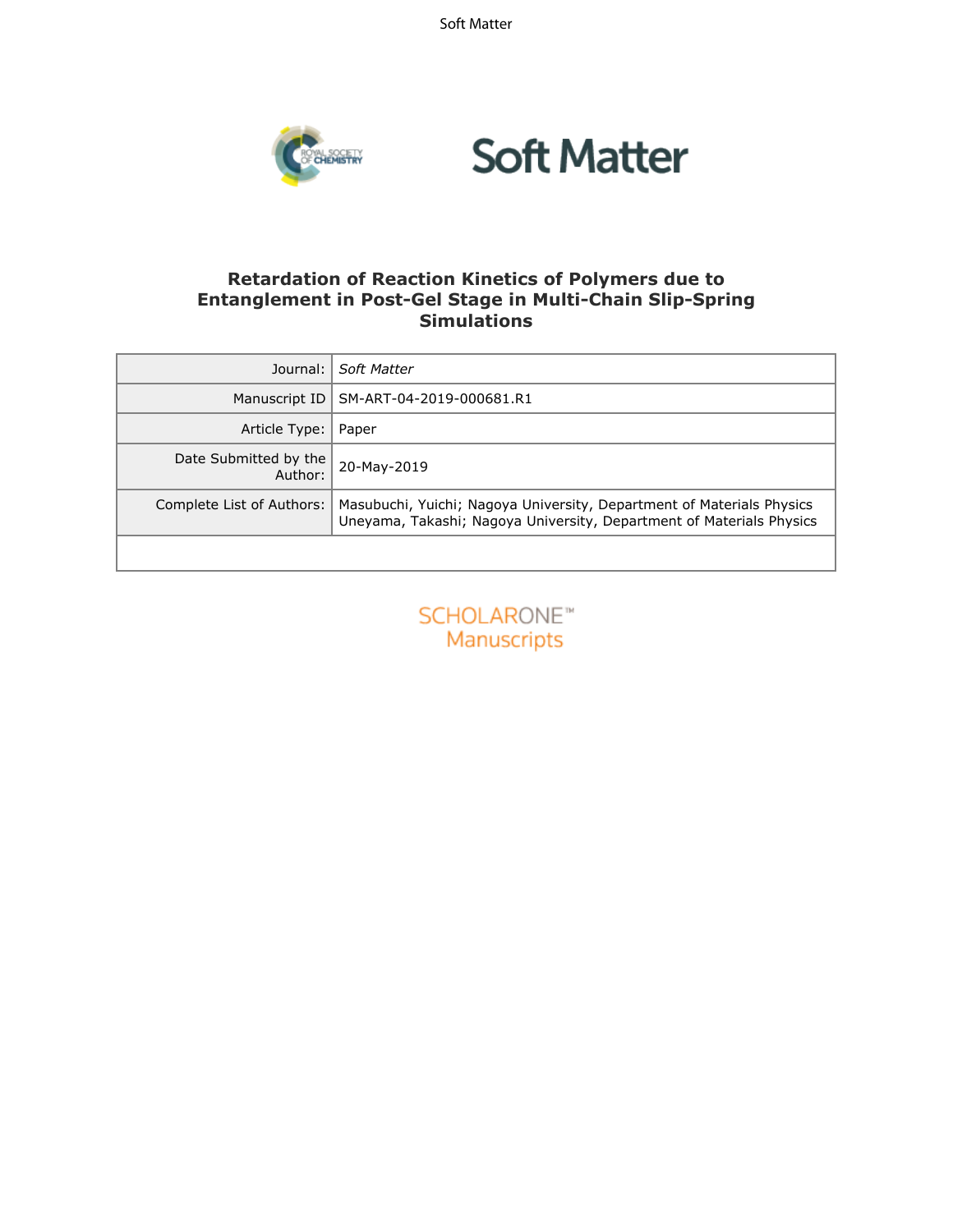# Retardation of Reaction Kinetics of Polymers due to Entanglement in Post-Gel Stage in Multi-Chain Slip-Spring Simulations

| | |
|---|---|
| Journal: | *Soft Matter* |
| Manuscript ID | SM-ART-04-2019-000681.R1 |
| Article Type: | Paper |
| Date Submitted by the Author: | 20-May-2019 |
| Complete List of Authors: | Masubuchi, Yuichi; Nagoya University, Department of Materials Physics<br>Uneyama, Takashi; Nagoya University, Department of Materials Physics |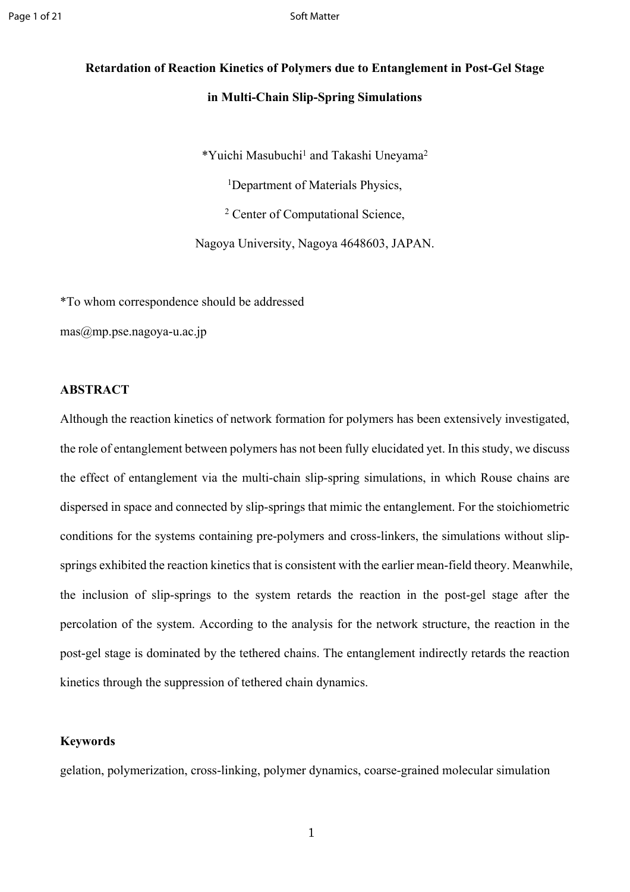# Retardation of Reaction Kinetics of Polymers due to Entanglement in Post-Gel Stage in Multi-Chain Slip-Spring Simulations

*Yuichi Masubuchi[1] and Takashi Uneyama[2]

[1]Department of Materials Physics,

[2] Center of Computational Science,

Nagoya University, Nagoya 4648603, JAPAN.

*To whom correspondence should be addressed

mas@mp.pse.nagoya-u.ac.jp

## ABSTRACT

Although the reaction kinetics of network formation for polymers has been extensively investigated, the role of entanglement between polymers has not been fully elucidated yet. In this study, we discuss the effect of entanglement via the multi-chain slip-spring simulations, in which Rouse chains are dispersed in space and connected by slip-springs that mimic the entanglement. For the stoichiometric conditions for the systems containing pre-polymers and cross-linkers, the simulations without slip-springs exhibited the reaction kinetics that is consistent with the earlier mean-field theory. Meanwhile, the inclusion of slip-springs to the system retards the reaction in the post-gel stage after the percolation of the system. According to the analysis for the network structure, the reaction in the post-gel stage is dominated by the tethered chains. The entanglement indirectly retards the reaction kinetics through the suppression of tethered chain dynamics.

## Keywords

gelation, polymerization, cross-linking, polymer dynamics, coarse-grained molecular simulation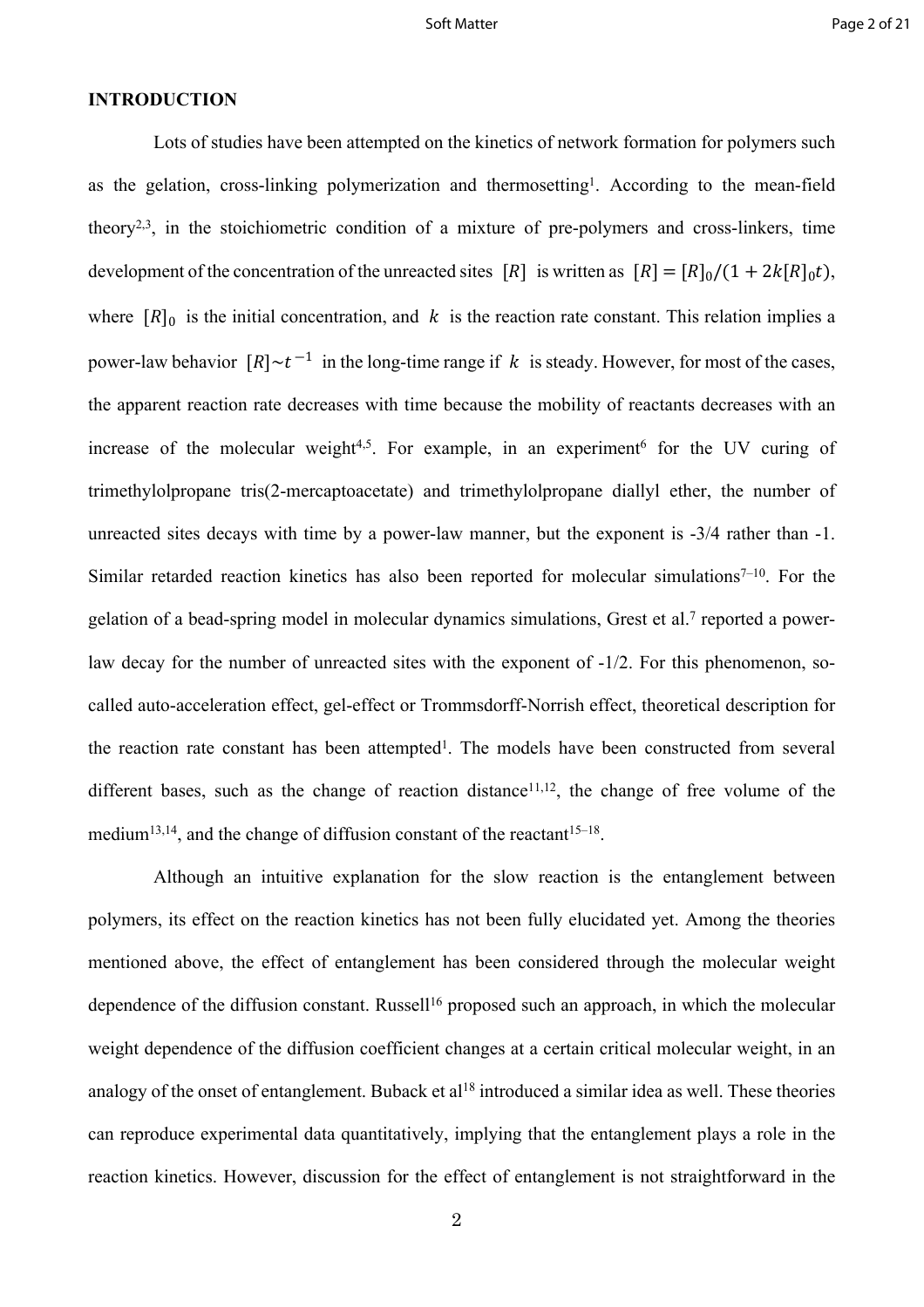## INTRODUCTION

Lots of studies have been attempted on the kinetics of network formation for polymers such as the gelation, cross-linking polymerization and thermosetting[1]. According to the mean-field theory[2,3], in the stoichiometric condition of a mixture of pre-polymers and cross-linkers, time development of the concentration of the unreacted sites $[R]$ is written as $[R] = [R]_0/(1 + 2k[R]_0 t)$, where $[R]_0$ is the initial concentration, and $k$ is the reaction rate constant. This relation implies a power-law behavior $[R]{\sim}t^{-1}$ in the long-time range if $k$ is steady. However, for most of the cases, the apparent reaction rate decreases with time because the mobility of reactants decreases with an increase of the molecular weight[4,5]. For example, in an experiment[6] for the UV curing of trimethylolpropane tris(2-mercaptoacetate) and trimethylolpropane diallyl ether, the number of unreacted sites decays with time by a power-law manner, but the exponent is -3/4 rather than -1. Similar retarded reaction kinetics has also been reported for molecular simulations[7–10]. For the gelation of a bead-spring model in molecular dynamics simulations, Grest et al.[7] reported a power-law decay for the number of unreacted sites with the exponent of -1/2. For this phenomenon, so-called auto-acceleration effect, gel-effect or Trommsdorff-Norrish effect, theoretical description for the reaction rate constant has been attempted[1]. The models have been constructed from several different bases, such as the change of reaction distance[11,12], the change of free volume of the medium[13,14], and the change of diffusion constant of the reactant[15–18].

Although an intuitive explanation for the slow reaction is the entanglement between polymers, its effect on the reaction kinetics has not been fully elucidated yet. Among the theories mentioned above, the effect of entanglement has been considered through the molecular weight dependence of the diffusion constant. Russell[16] proposed such an approach, in which the molecular weight dependence of the diffusion coefficient changes at a certain critical molecular weight, in an analogy of the onset of entanglement. Buback et al[18] introduced a similar idea as well. These theories can reproduce experimental data quantitatively, implying that the entanglement plays a role in the reaction kinetics. However, discussion for the effect of entanglement is not straightforward in the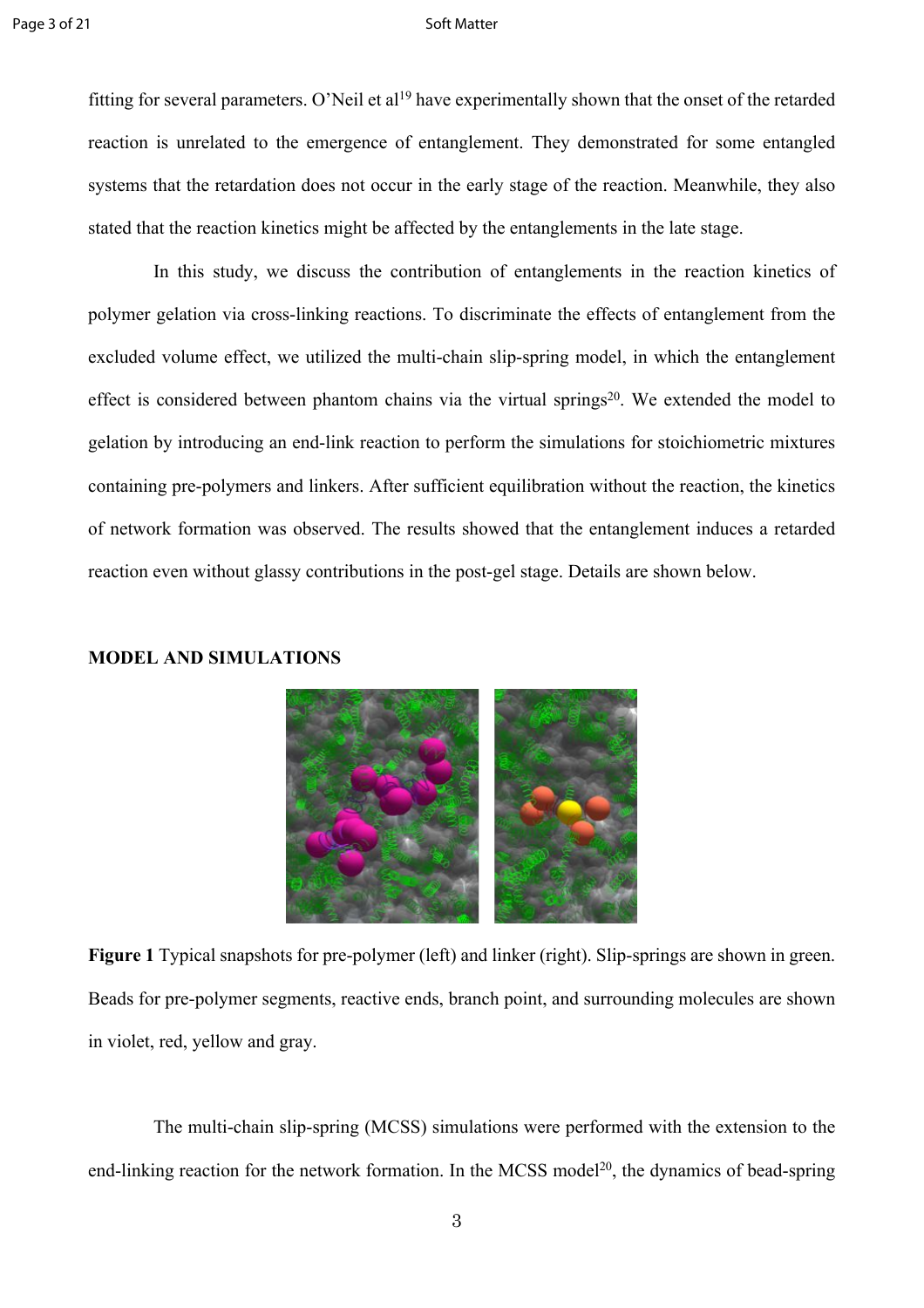fitting for several parameters. O'Neil et al[19] have experimentally shown that the onset of the retarded reaction is unrelated to the emergence of entanglement. They demonstrated for some entangled systems that the retardation does not occur in the early stage of the reaction. Meanwhile, they also stated that the reaction kinetics might be affected by the entanglements in the late stage.

In this study, we discuss the contribution of entanglements in the reaction kinetics of polymer gelation via cross-linking reactions. To discriminate the effects of entanglement from the excluded volume effect, we utilized the multi-chain slip-spring model, in which the entanglement effect is considered between phantom chains via the virtual springs[20]. We extended the model to gelation by introducing an end-link reaction to perform the simulations for stoichiometric mixtures containing pre-polymers and linkers. After sufficient equilibration without the reaction, the kinetics of network formation was observed. The results showed that the entanglement induces a retarded reaction even without glassy contributions in the post-gel stage. Details are shown below.

## MODEL AND SIMULATIONS

**Figure 1** Typical snapshots for pre-polymer (left) and linker (right). Slip-springs are shown in green. Beads for pre-polymer segments, reactive ends, branch point, and surrounding molecules are shown in violet, red, yellow and gray.

The multi-chain slip-spring (MCSS) simulations were performed with the extension to the end-linking reaction for the network formation. In the MCSS model[20], the dynamics of bead-spring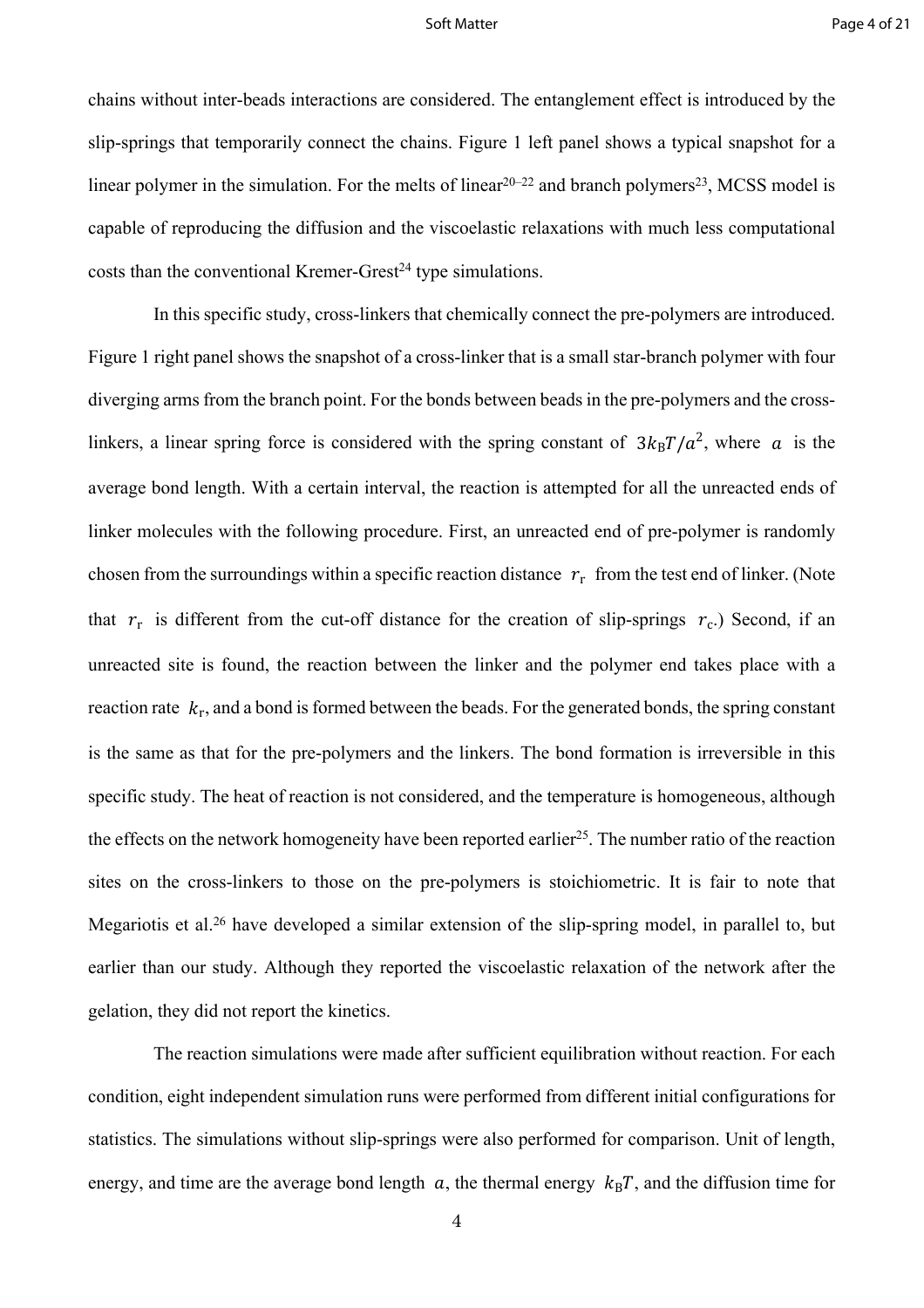chains without inter-beads interactions are considered. The entanglement effect is introduced by the slip-springs that temporarily connect the chains. Figure 1 left panel shows a typical snapshot for a linear polymer in the simulation. For the melts of linear[20–22] and branch polymers[23], MCSS model is capable of reproducing the diffusion and the viscoelastic relaxations with much less computational costs than the conventional Kremer-Grest[24] type simulations.

In this specific study, cross-linkers that chemically connect the pre-polymers are introduced. Figure 1 right panel shows the snapshot of a cross-linker that is a small star-branch polymer with four diverging arms from the branch point. For the bonds between beads in the pre-polymers and the cross-linkers, a linear spring force is considered with the spring constant of $3k_{\mathrm{B}}T/a^2$, where $a$ is the average bond length. With a certain interval, the reaction is attempted for all the unreacted ends of linker molecules with the following procedure. First, an unreacted end of pre-polymer is randomly chosen from the surroundings within a specific reaction distance $r_{\mathrm{r}}$ from the test end of linker. (Note that $r_{\mathrm{r}}$ is different from the cut-off distance for the creation of slip-springs $r_{\mathrm{c}}$.) Second, if an unreacted site is found, the reaction between the linker and the polymer end takes place with a reaction rate $k_{\mathrm{r}}$, and a bond is formed between the beads. For the generated bonds, the spring constant is the same as that for the pre-polymers and the linkers. The bond formation is irreversible in this specific study. The heat of reaction is not considered, and the temperature is homogeneous, although the effects on the network homogeneity have been reported earlier[25]. The number ratio of the reaction sites on the cross-linkers to those on the pre-polymers is stoichiometric. It is fair to note that Megariotis et al.[26] have developed a similar extension of the slip-spring model, in parallel to, but earlier than our study. Although they reported the viscoelastic relaxation of the network after the gelation, they did not report the kinetics.

The reaction simulations were made after sufficient equilibration without reaction. For each condition, eight independent simulation runs were performed from different initial configurations for statistics. The simulations without slip-springs were also performed for comparison. Unit of length, energy, and time are the average bond length $a$, the thermal energy $k_{\mathrm{B}}T$, and the diffusion time for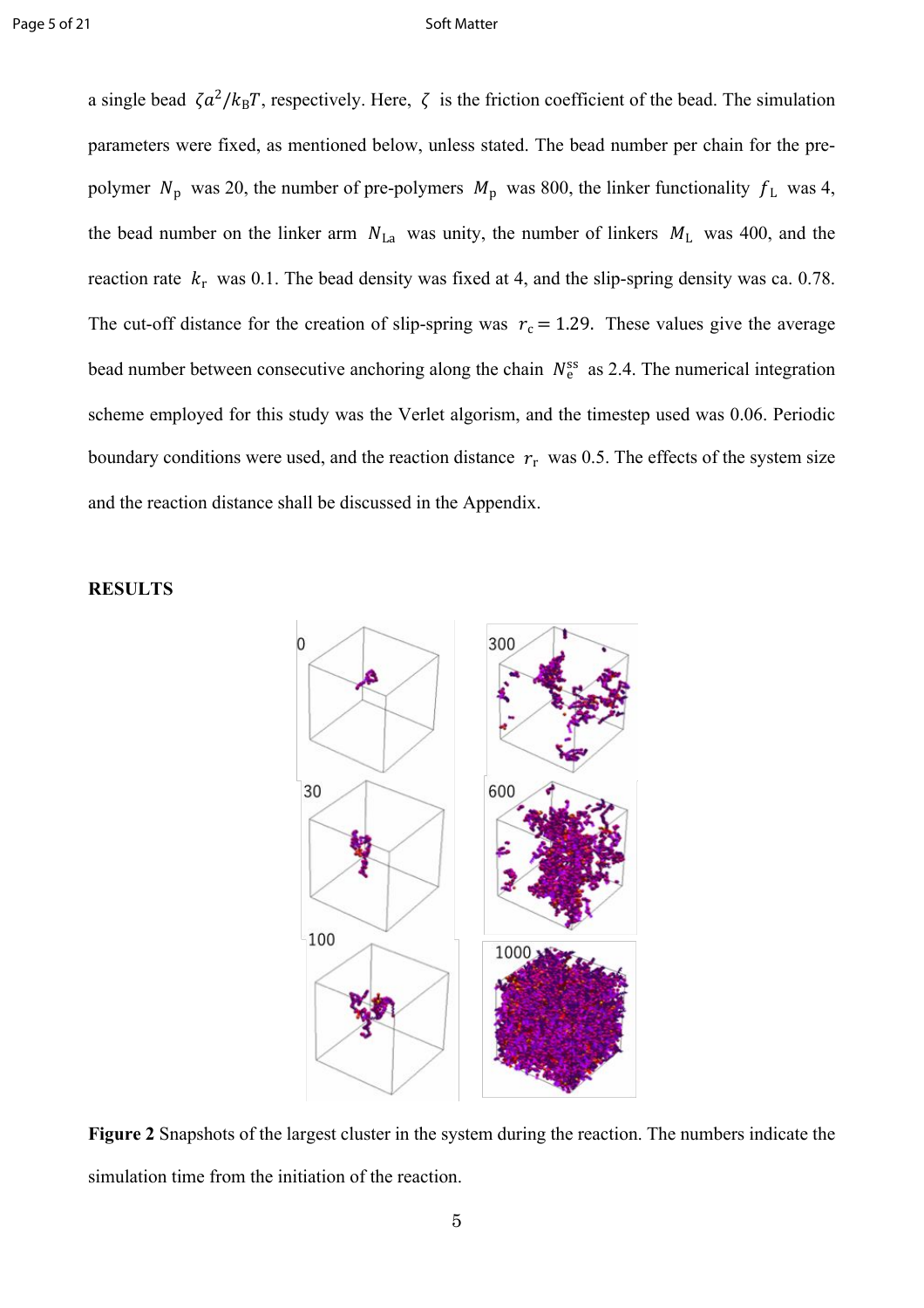a single bead $\zeta a^2/k_B T$, respectively. Here, $\zeta$ is the friction coefficient of the bead. The simulation parameters were fixed, as mentioned below, unless stated. The bead number per chain for the pre-polymer $N_p$ was 20, the number of pre-polymers $M_p$ was 800, the linker functionality $f_L$ was 4, the bead number on the linker arm $N_{La}$ was unity, the number of linkers $M_L$ was 400, and the reaction rate $k_r$ was 0.1. The bead density was fixed at 4, and the slip-spring density was ca. 0.78. The cut-off distance for the creation of slip-spring was $r_c = 1.29$. These values give the average bead number between consecutive anchoring along the chain $N_e^{ss}$ as 2.4. The numerical integration scheme employed for this study was the Verlet algorism, and the timestep used was 0.06. Periodic boundary conditions were used, and the reaction distance $r_r$ was 0.5. The effects of the system size and the reaction distance shall be discussed in the Appendix.

## RESULTS

**Figure 2** Snapshots of the largest cluster in the system during the reaction. The numbers indicate the simulation time from the initiation of the reaction.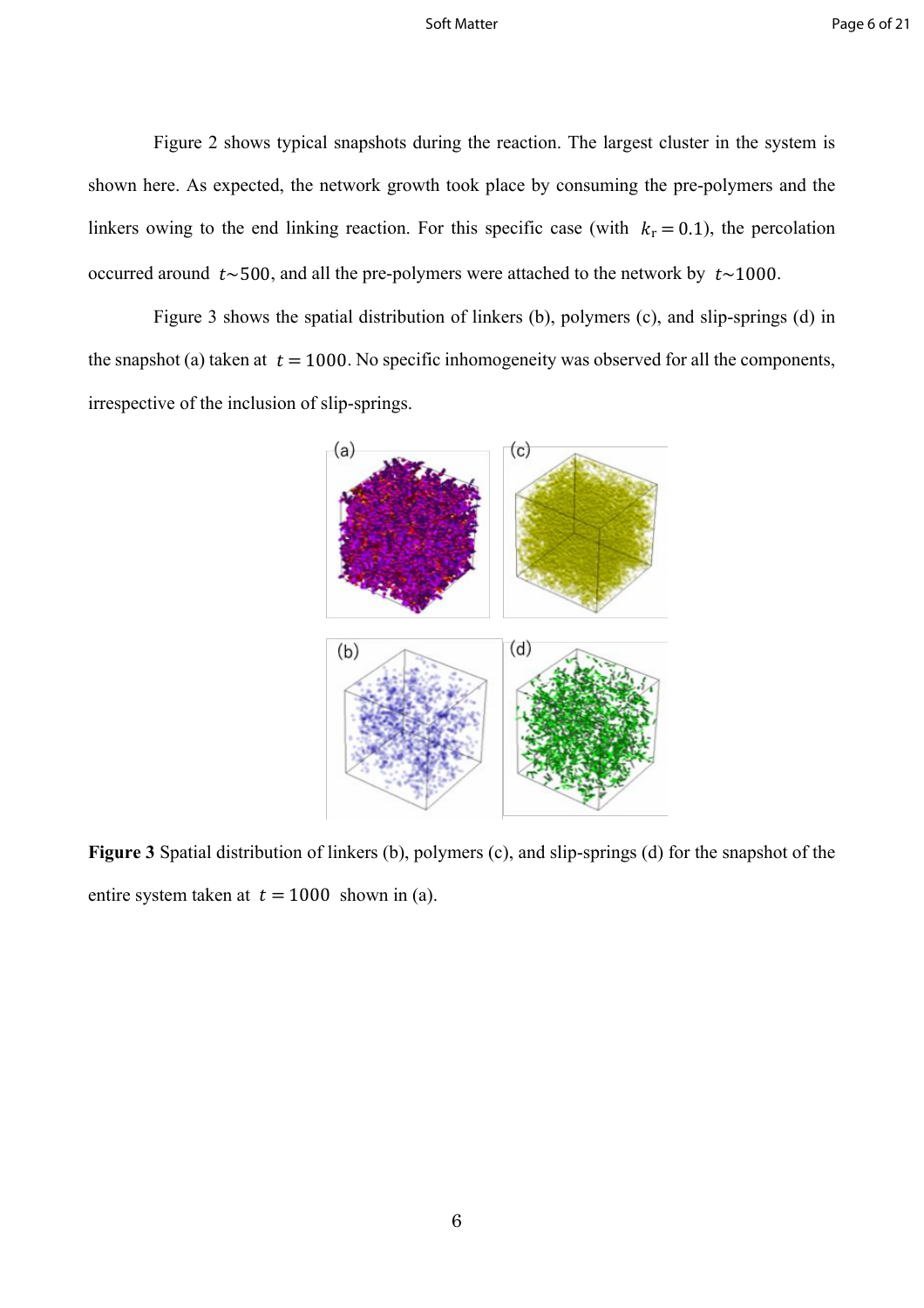Figure 2 shows typical snapshots during the reaction. The largest cluster in the system is shown here. As expected, the network growth took place by consuming the pre-polymers and the linkers owing to the end linking reaction. For this specific case (with $k_{\mathrm{r}} = 0.1$), the percolation occurred around $t{\sim}500$, and all the pre-polymers were attached to the network by $t{\sim}1000$.

Figure 3 shows the spatial distribution of linkers (b), polymers (c), and slip-springs (d) in the snapshot (a) taken at $t = 1000$. No specific inhomogeneity was observed for all the components, irrespective of the inclusion of slip-springs.

**Figure 3** Spatial distribution of linkers (b), polymers (c), and slip-springs (d) for the snapshot of the entire system taken at $t = 1000$ shown in (a).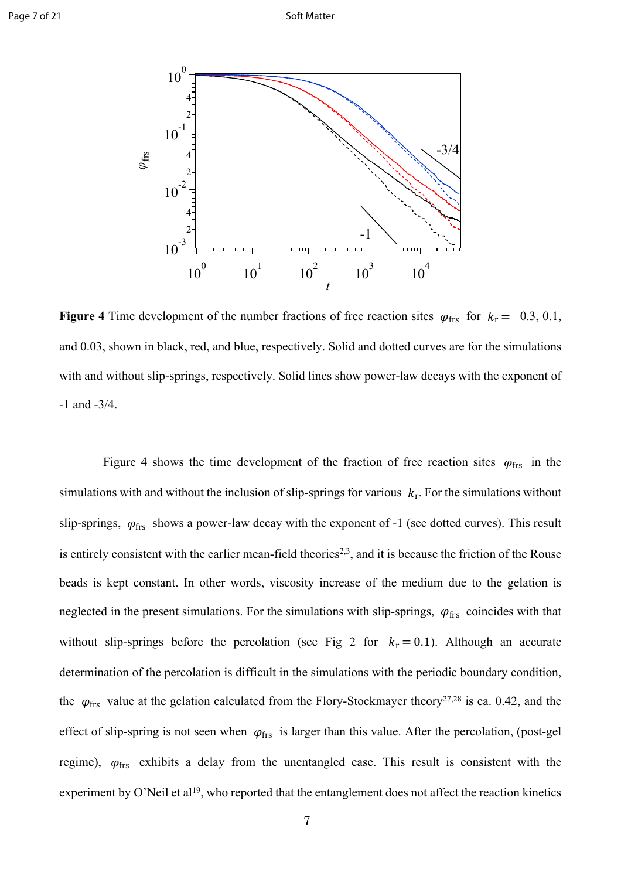**Figure 4** Time development of the number fractions of free reaction sites $\varphi_{\mathrm{frs}}$ for $k_{\mathrm{r}} =$ 0.3, 0.1, and 0.03, shown in black, red, and blue, respectively. Solid and dotted curves are for the simulations with and without slip-springs, respectively. Solid lines show power-law decays with the exponent of -1 and -3/4.

Figure 4 shows the time development of the fraction of free reaction sites $\varphi_{\mathrm{frs}}$ in the simulations with and without the inclusion of slip-springs for various $k_{\mathrm{r}}$. For the simulations without slip-springs, $\varphi_{\mathrm{frs}}$ shows a power-law decay with the exponent of -1 (see dotted curves). This result is entirely consistent with the earlier mean-field theories[2,3], and it is because the friction of the Rouse beads is kept constant. In other words, viscosity increase of the medium due to the gelation is neglected in the present simulations. For the simulations with slip-springs, $\varphi_{\mathrm{frs}}$ coincides with that without slip-springs before the percolation (see Fig 2 for $k_{\mathrm{r}} = 0.1$). Although an accurate determination of the percolation is difficult in the simulations with the periodic boundary condition, the $\varphi_{\mathrm{frs}}$ value at the gelation calculated from the Flory-Stockmayer theory[27,28] is ca. 0.42, and the effect of slip-spring is not seen when $\varphi_{\mathrm{frs}}$ is larger than this value. After the percolation, (post-gel regime), $\varphi_{\mathrm{frs}}$ exhibits a delay from the unentangled case. This result is consistent with the experiment by O'Neil et al[19], who reported that the entanglement does not affect the reaction kinetics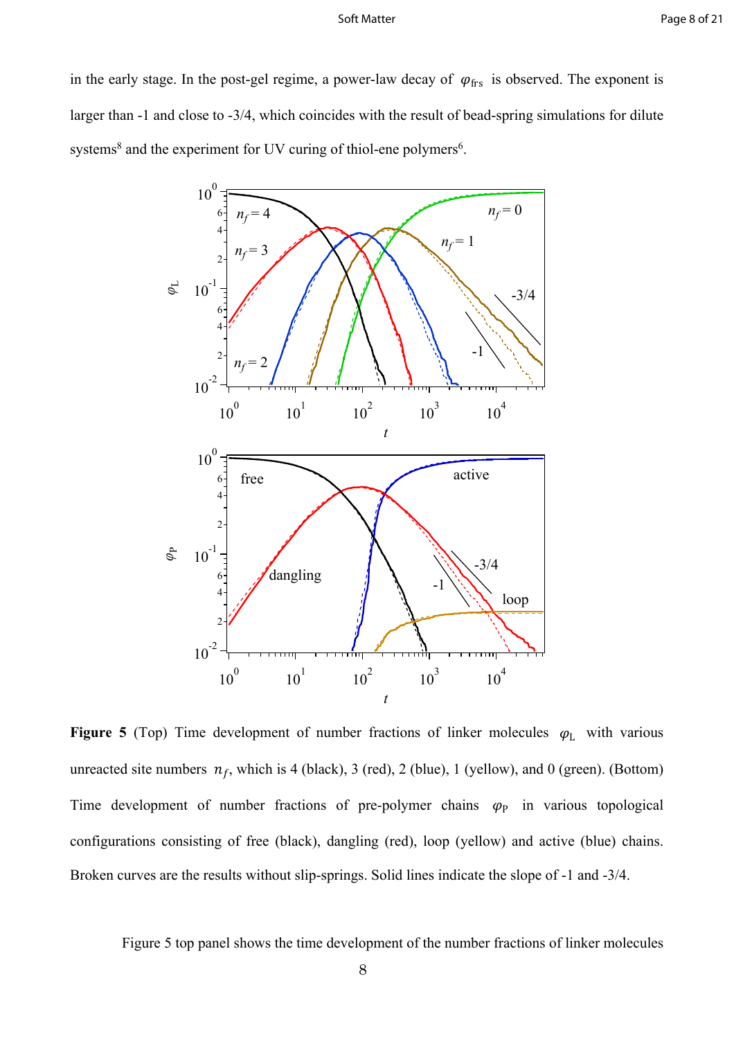in the early stage. In the post-gel regime, a power-law decay of $\varphi_{\rm frs}$ is observed. The exponent is larger than -1 and close to -3/4, which coincides with the result of bead-spring simulations for dilute systems[8] and the experiment for UV curing of thiol-ene polymers[6].

**Figure 5** (Top) Time development of number fractions of linker molecules $\varphi_{\rm L}$ with various unreacted site numbers $n_f$, which is 4 (black), 3 (red), 2 (blue), 1 (yellow), and 0 (green). (Bottom) Time development of number fractions of pre-polymer chains $\varphi_{\rm P}$ in various topological configurations consisting of free (black), dangling (red), loop (yellow) and active (blue) chains. Broken curves are the results without slip-springs. Solid lines indicate the slope of -1 and -3/4.

Figure 5 top panel shows the time development of the number fractions of linker molecules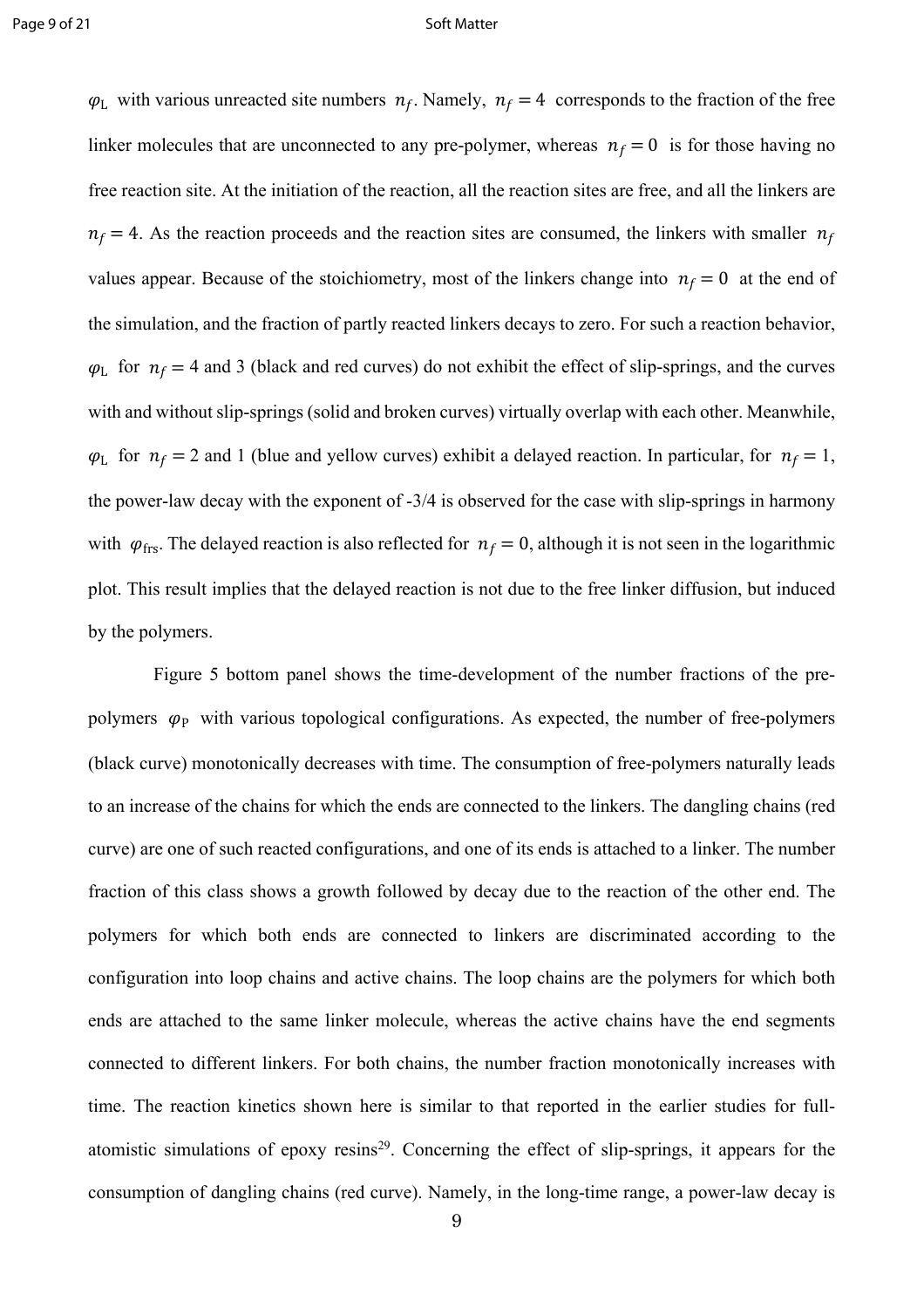$\varphi_{\mathrm{L}}$ with various unreacted site numbers $n_f$. Namely, $n_f = 4$ corresponds to the fraction of the free linker molecules that are unconnected to any pre-polymer, whereas $n_f = 0$ is for those having no free reaction site. At the initiation of the reaction, all the reaction sites are free, and all the linkers are $n_f = 4$. As the reaction proceeds and the reaction sites are consumed, the linkers with smaller $n_f$ values appear. Because of the stoichiometry, most of the linkers change into $n_f = 0$ at the end of the simulation, and the fraction of partly reacted linkers decays to zero. For such a reaction behavior, $\varphi_{\mathrm{L}}$ for $n_f = 4$ and 3 (black and red curves) do not exhibit the effect of slip-springs, and the curves with and without slip-springs (solid and broken curves) virtually overlap with each other. Meanwhile, $\varphi_{\mathrm{L}}$ for $n_f = 2$ and 1 (blue and yellow curves) exhibit a delayed reaction. In particular, for $n_f = 1$, the power-law decay with the exponent of -3/4 is observed for the case with slip-springs in harmony with $\varphi_{\mathrm{frs}}$. The delayed reaction is also reflected for $n_f = 0$, although it is not seen in the logarithmic plot. This result implies that the delayed reaction is not due to the free linker diffusion, but induced by the polymers.

Figure 5 bottom panel shows the time-development of the number fractions of the pre-polymers $\varphi_{\mathrm{P}}$ with various topological configurations. As expected, the number of free-polymers (black curve) monotonically decreases with time. The consumption of free-polymers naturally leads to an increase of the chains for which the ends are connected to the linkers. The dangling chains (red curve) are one of such reacted configurations, and one of its ends is attached to a linker. The number fraction of this class shows a growth followed by decay due to the reaction of the other end. The polymers for which both ends are connected to linkers are discriminated according to the configuration into loop chains and active chains. The loop chains are the polymers for which both ends are attached to the same linker molecule, whereas the active chains have the end segments connected to different linkers. For both chains, the number fraction monotonically increases with time. The reaction kinetics shown here is similar to that reported in the earlier studies for full-atomistic simulations of epoxy resins[29]. Concerning the effect of slip-springs, it appears for the consumption of dangling chains (red curve). Namely, in the long-time range, a power-law decay is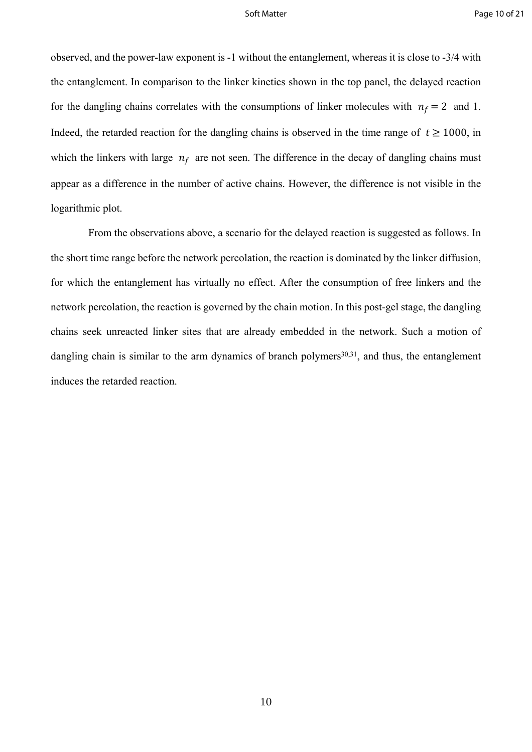observed, and the power-law exponent is -1 without the entanglement, whereas it is close to -3/4 with the entanglement. In comparison to the linker kinetics shown in the top panel, the delayed reaction for the dangling chains correlates with the consumptions of linker molecules with $n_f = 2$ and 1. Indeed, the retarded reaction for the dangling chains is observed in the time range of $t \geq 1000$, in which the linkers with large $n_f$ are not seen. The difference in the decay of dangling chains must appear as a difference in the number of active chains. However, the difference is not visible in the logarithmic plot.

From the observations above, a scenario for the delayed reaction is suggested as follows. In the short time range before the network percolation, the reaction is dominated by the linker diffusion, for which the entanglement has virtually no effect. After the consumption of free linkers and the network percolation, the reaction is governed by the chain motion. In this post-gel stage, the dangling chains seek unreacted linker sites that are already embedded in the network. Such a motion of dangling chain is similar to the arm dynamics of branch polymers[30,31], and thus, the entanglement induces the retarded reaction.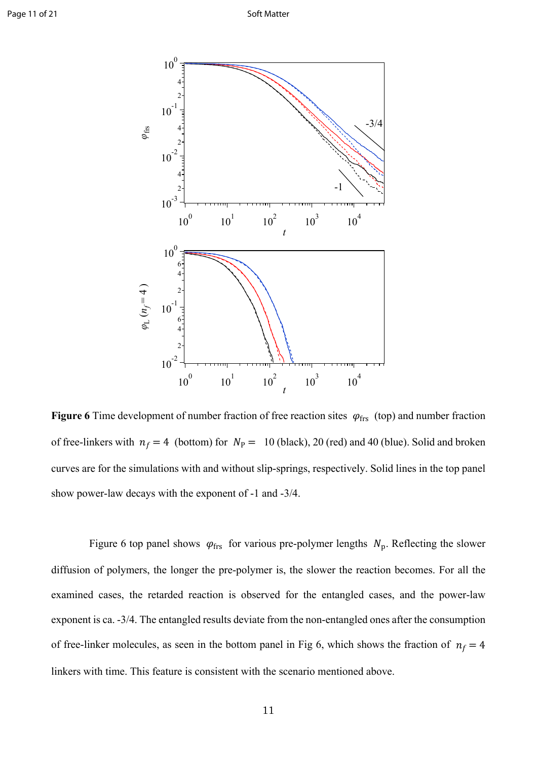**Figure 6** Time development of number fraction of free reaction sites $\varphi_{\mathrm{frs}}$ (top) and number fraction of free-linkers with $n_f = 4$ (bottom) for $N_{\mathrm{P}} =$ 10 (black), 20 (red) and 40 (blue). Solid and broken curves are for the simulations with and without slip-springs, respectively. Solid lines in the top panel show power-law decays with the exponent of -1 and -3/4.

Figure 6 top panel shows $\varphi_{\mathrm{frs}}$ for various pre-polymer lengths $N_{\mathrm{p}}$. Reflecting the slower diffusion of polymers, the longer the pre-polymer is, the slower the reaction becomes. For all the examined cases, the retarded reaction is observed for the entangled cases, and the power-law exponent is ca. -3/4. The entangled results deviate from the non-entangled ones after the consumption of free-linker molecules, as seen in the bottom panel in Fig 6, which shows the fraction of $n_f = 4$ linkers with time. This feature is consistent with the scenario mentioned above.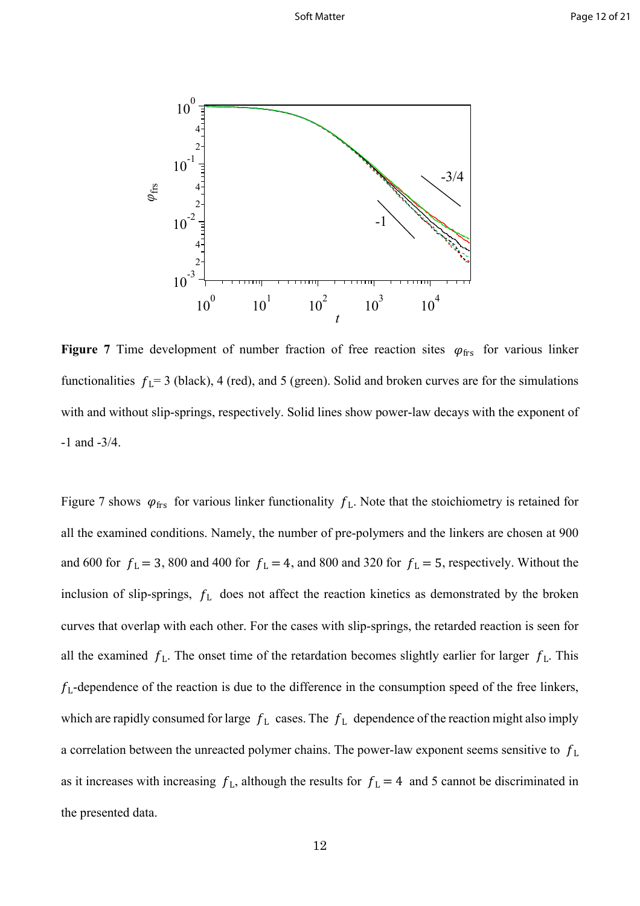**Figure 7** Time development of number fraction of free reaction sites $\varphi_{\mathrm{frs}}$ for various linker functionalities $f_{\mathrm{L}}$= 3 (black), 4 (red), and 5 (green). Solid and broken curves are for the simulations with and without slip-springs, respectively. Solid lines show power-law decays with the exponent of -1 and -3/4.

Figure 7 shows $\varphi_{\mathrm{frs}}$ for various linker functionality $f_{\mathrm{L}}$. Note that the stoichiometry is retained for all the examined conditions. Namely, the number of pre-polymers and the linkers are chosen at 900 and 600 for $f_{\mathrm{L}} = 3$, 800 and 400 for $f_{\mathrm{L}} = 4$, and 800 and 320 for $f_{\mathrm{L}} = 5$, respectively. Without the inclusion of slip-springs, $f_{\mathrm{L}}$ does not affect the reaction kinetics as demonstrated by the broken curves that overlap with each other. For the cases with slip-springs, the retarded reaction is seen for all the examined $f_{\mathrm{L}}$. The onset time of the retardation becomes slightly earlier for larger $f_{\mathrm{L}}$. This $f_{\mathrm{L}}$-dependence of the reaction is due to the difference in the consumption speed of the free linkers, which are rapidly consumed for large $f_{\mathrm{L}}$ cases. The $f_{\mathrm{L}}$ dependence of the reaction might also imply a correlation between the unreacted polymer chains. The power-law exponent seems sensitive to $f_{\mathrm{L}}$ as it increases with increasing $f_{\mathrm{L}}$, although the results for $f_{\mathrm{L}} = 4$ and 5 cannot be discriminated in the presented data.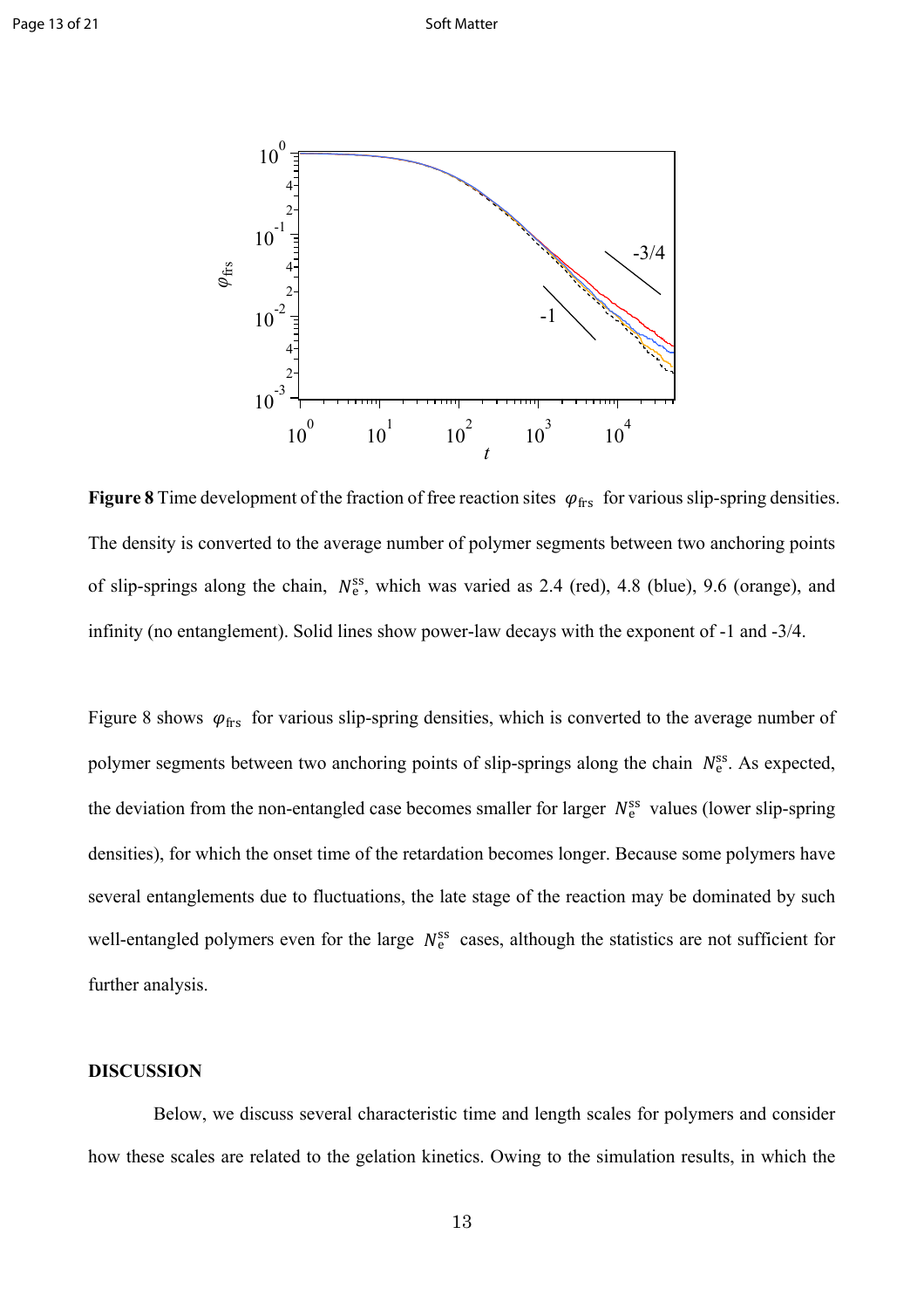**Figure 8** Time development of the fraction of free reaction sites $\varphi_{\rm frs}$ for various slip-spring densities. The density is converted to the average number of polymer segments between two anchoring points of slip-springs along the chain, $N_{\rm e}^{\rm ss}$, which was varied as 2.4 (red), 4.8 (blue), 9.6 (orange), and infinity (no entanglement). Solid lines show power-law decays with the exponent of -1 and -3/4.

Figure 8 shows $\varphi_{\rm frs}$ for various slip-spring densities, which is converted to the average number of polymer segments between two anchoring points of slip-springs along the chain $N_{\rm e}^{\rm ss}$. As expected, the deviation from the non-entangled case becomes smaller for larger $N_{\rm e}^{\rm ss}$ values (lower slip-spring densities), for which the onset time of the retardation becomes longer. Because some polymers have several entanglements due to fluctuations, the late stage of the reaction may be dominated by such well-entangled polymers even for the large $N_{\rm e}^{\rm ss}$ cases, although the statistics are not sufficient for further analysis.

## DISCUSSION

Below, we discuss several characteristic time and length scales for polymers and consider how these scales are related to the gelation kinetics. Owing to the simulation results, in which the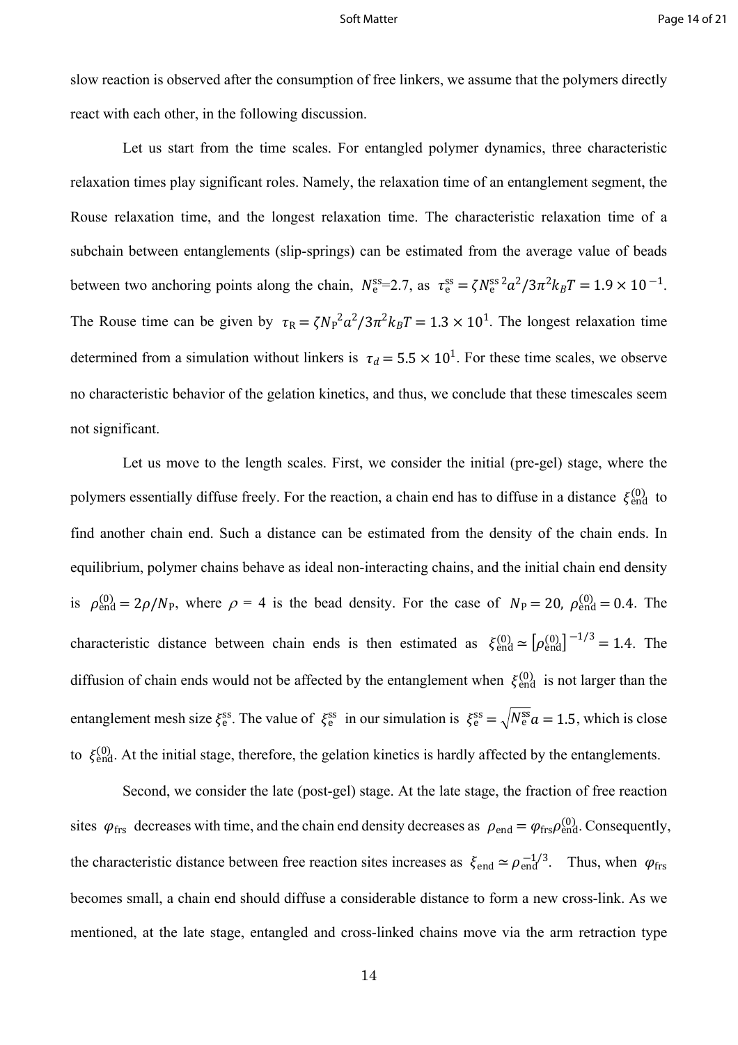slow reaction is observed after the consumption of free linkers, we assume that the polymers directly react with each other, in the following discussion.

Let us start from the time scales. For entangled polymer dynamics, three characteristic relaxation times play significant roles. Namely, the relaxation time of an entanglement segment, the Rouse relaxation time, and the longest relaxation time. The characteristic relaxation time of a subchain between entanglements (slip-springs) can be estimated from the average value of beads between two anchoring points along the chain, $N_{\mathrm{e}}^{\mathrm{ss}}$=2.7, as $\tau_{\mathrm{e}}^{\mathrm{ss}} = \zeta {N_{\mathrm{e}}^{\mathrm{ss}}}^2 a^2/3\pi^2 k_B T = 1.9 \times 10^{-1}$. The Rouse time can be given by $\tau_{\mathrm{R}} = \zeta {N_{\mathrm{P}}}^2 a^2/3\pi^2 k_B T = 1.3 \times 10^{1}$. The longest relaxation time determined from a simulation without linkers is $\tau_d = 5.5 \times 10^{1}$. For these time scales, we observe no characteristic behavior of the gelation kinetics, and thus, we conclude that these timescales seem not significant.

Let us move to the length scales. First, we consider the initial (pre-gel) stage, where the polymers essentially diffuse freely. For the reaction, a chain end has to diffuse in a distance $\xi_{\mathrm{end}}^{(0)}$ to find another chain end. Such a distance can be estimated from the density of the chain ends. In equilibrium, polymer chains behave as ideal non-interacting chains, and the initial chain end density is $\rho_{\mathrm{end}}^{(0)} = 2\rho/N_{\mathrm{P}}$, where $\rho$ = 4 is the bead density. For the case of $N_{\mathrm{P}} = 20$, $\rho_{\mathrm{end}}^{(0)} = 0.4$. The characteristic distance between chain ends is then estimated as $\xi_{\mathrm{end}}^{(0)} \simeq \left[\rho_{\mathrm{end}}^{(0)}\right]^{-1/3} = 1.4$. The diffusion of chain ends would not be affected by the entanglement when $\xi_{\mathrm{end}}^{(0)}$ is not larger than the entanglement mesh size $\xi_{\mathrm{e}}^{\mathrm{ss}}$. The value of $\xi_{\mathrm{e}}^{\mathrm{ss}}$ in our simulation is $\xi_{\mathrm{e}}^{\mathrm{ss}} = \sqrt{N_{\mathrm{e}}^{\mathrm{ss}}} a = 1.5$, which is close to $\xi_{\mathrm{end}}^{(0)}$. At the initial stage, therefore, the gelation kinetics is hardly affected by the entanglements.

Second, we consider the late (post-gel) stage. At the late stage, the fraction of free reaction sites $\varphi_{\mathrm{frs}}$ decreases with time, and the chain end density decreases as $\rho_{\mathrm{end}} = \varphi_{\mathrm{frs}} \rho_{\mathrm{end}}^{(0)}$. Consequently, the characteristic distance between free reaction sites increases as $\xi_{\mathrm{end}} \simeq \rho_{\mathrm{end}}^{-1/3}$. Thus, when $\varphi_{\mathrm{frs}}$ becomes small, a chain end should diffuse a considerable distance to form a new cross-link. As we mentioned, at the late stage, entangled and cross-linked chains move via the arm retraction type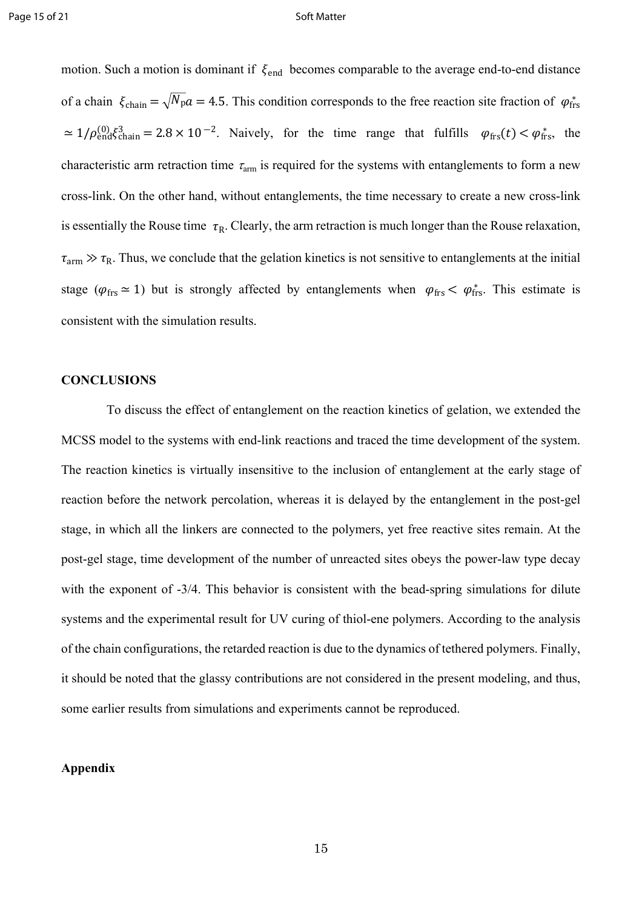motion. Such a motion is dominant if $\xi_{\text{end}}$ becomes comparable to the average end-to-end distance of a chain $\xi_{\text{chain}} = \sqrt{N_{\text{p}}}a = 4.5$. This condition corresponds to the free reaction site fraction of $\varphi_{\text{frs}}^{*} \simeq 1/\rho_{\text{end}}^{(0)}\xi_{\text{chain}}^{3} = 2.8 \times 10^{-2}$. Naively, for the time range that fulfills $\varphi_{\text{frs}}(t) < \varphi_{\text{frs}}^{*}$, the characteristic arm retraction time $\tau_{\text{arm}}$ is required for the systems with entanglements to form a new cross-link. On the other hand, without entanglements, the time necessary to create a new cross-link is essentially the Rouse time $\tau_{\text{R}}$. Clearly, the arm retraction is much longer than the Rouse relaxation, $\tau_{\text{arm}} \gg \tau_{\text{R}}$. Thus, we conclude that the gelation kinetics is not sensitive to entanglements at the initial stage ($\varphi_{\text{frs}} \simeq 1$) but is strongly affected by entanglements when $\varphi_{\text{frs}} < \varphi_{\text{frs}}^{*}$. This estimate is consistent with the simulation results.

## CONCLUSIONS

To discuss the effect of entanglement on the reaction kinetics of gelation, we extended the MCSS model to the systems with end-link reactions and traced the time development of the system. The reaction kinetics is virtually insensitive to the inclusion of entanglement at the early stage of reaction before the network percolation, whereas it is delayed by the entanglement in the post-gel stage, in which all the linkers are connected to the polymers, yet free reactive sites remain. At the post-gel stage, time development of the number of unreacted sites obeys the power-law type decay with the exponent of -3/4. This behavior is consistent with the bead-spring simulations for dilute systems and the experimental result for UV curing of thiol-ene polymers. According to the analysis of the chain configurations, the retarded reaction is due to the dynamics of tethered polymers. Finally, it should be noted that the glassy contributions are not considered in the present modeling, and thus, some earlier results from simulations and experiments cannot be reproduced.

## Appendix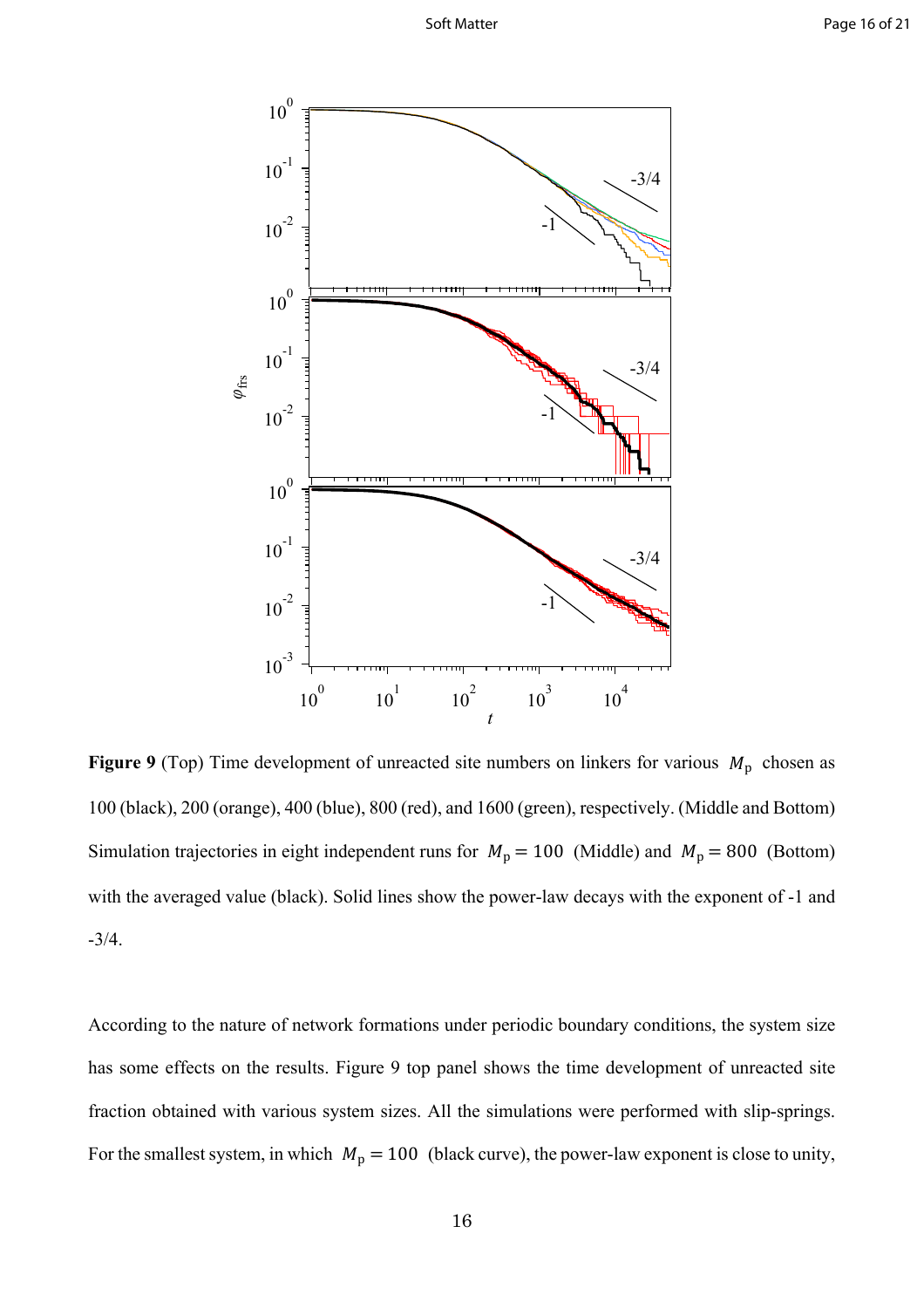**Figure 9** (Top) Time development of unreacted site numbers on linkers for various $M_{\mathrm{p}}$ chosen as 100 (black), 200 (orange), 400 (blue), 800 (red), and 1600 (green), respectively. (Middle and Bottom) Simulation trajectories in eight independent runs for $M_{\mathrm{p}} = 100$ (Middle) and $M_{\mathrm{p}} = 800$ (Bottom) with the averaged value (black). Solid lines show the power-law decays with the exponent of -1 and -3/4.

According to the nature of network formations under periodic boundary conditions, the system size has some effects on the results. Figure 9 top panel shows the time development of unreacted site fraction obtained with various system sizes. All the simulations were performed with slip-springs. For the smallest system, in which $M_{\mathrm{p}} = 100$ (black curve), the power-law exponent is close to unity,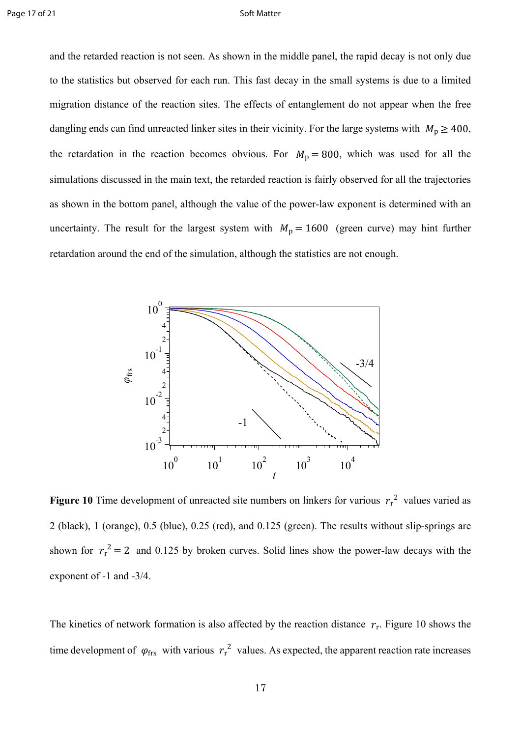and the retarded reaction is not seen. As shown in the middle panel, the rapid decay is not only due to the statistics but observed for each run. This fast decay in the small systems is due to a limited migration distance of the reaction sites. The effects of entanglement do not appear when the free dangling ends can find unreacted linker sites in their vicinity. For the large systems with $M_\mathrm{p} \geq 400$, the retardation in the reaction becomes obvious. For $M_\mathrm{p} = 800$, which was used for all the simulations discussed in the main text, the retarded reaction is fairly observed for all the trajectories as shown in the bottom panel, although the value of the power-law exponent is determined with an uncertainty. The result for the largest system with $M_\mathrm{p} = 1600$ (green curve) may hint further retardation around the end of the simulation, although the statistics are not enough.

**Figure 10** Time development of unreacted site numbers on linkers for various $r_\mathrm{r}^2$ values varied as 2 (black), 1 (orange), 0.5 (blue), 0.25 (red), and 0.125 (green). The results without slip-springs are shown for $r_\mathrm{r}^2 = 2$ and 0.125 by broken curves. Solid lines show the power-law decays with the exponent of -1 and -3/4.

The kinetics of network formation is also affected by the reaction distance $r_\mathrm{r}$. Figure 10 shows the time development of $\varphi_\mathrm{frs}$ with various $r_\mathrm{r}^2$ values. As expected, the apparent reaction rate increases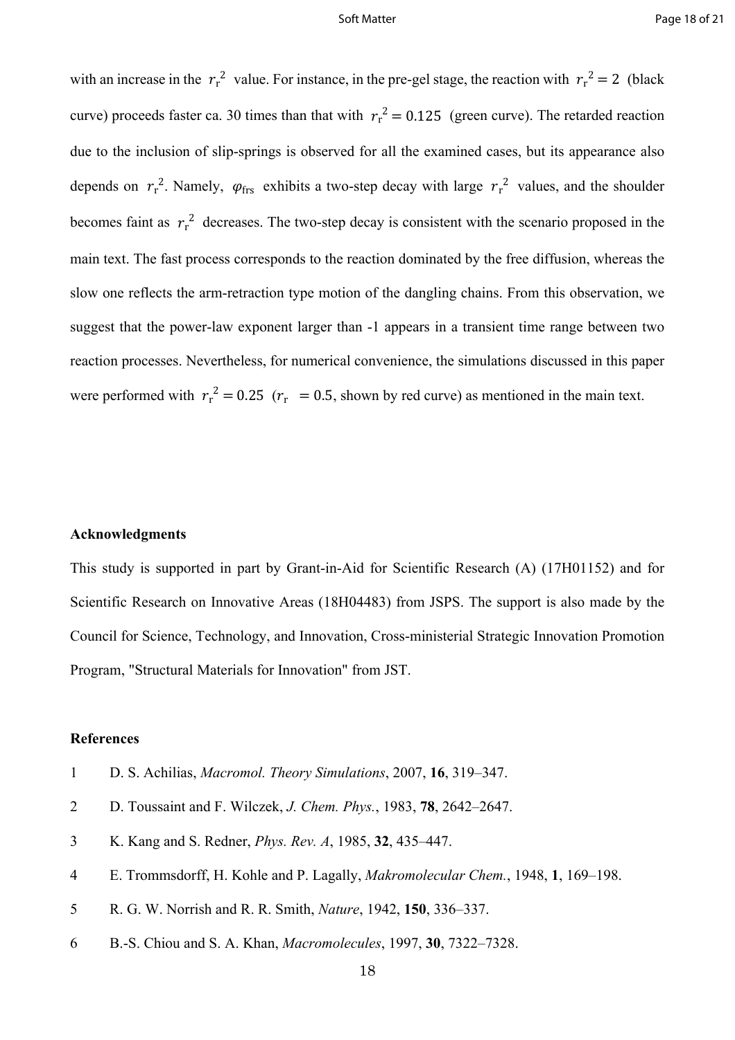with an increase in the $r_r^2$ value. For instance, in the pre-gel stage, the reaction with $r_r^2 = 2$ (black curve) proceeds faster ca. 30 times than that with $r_r^2 = 0.125$ (green curve). The retarded reaction due to the inclusion of slip-springs is observed for all the examined cases, but its appearance also depends on $r_r^2$. Namely, $\varphi_{frs}$ exhibits a two-step decay with large $r_r^2$ values, and the shoulder becomes faint as $r_r^2$ decreases. The two-step decay is consistent with the scenario proposed in the main text. The fast process corresponds to the reaction dominated by the free diffusion, whereas the slow one reflects the arm-retraction type motion of the dangling chains. From this observation, we suggest that the power-law exponent larger than -1 appears in a transient time range between two reaction processes. Nevertheless, for numerical convenience, the simulations discussed in this paper were performed with $r_r^2 = 0.25$ ($r_r = 0.5$, shown by red curve) as mentioned in the main text.

**Acknowledgments**

This study is supported in part by Grant-in-Aid for Scientific Research (A) (17H01152) and for Scientific Research on Innovative Areas (18H04483) from JSPS. The support is also made by the Council for Science, Technology, and Innovation, Cross-ministerial Strategic Innovation Promotion Program, "Structural Materials for Innovation" from JST.

**References**

1. D. S. Achilias, *Macromol. Theory Simulations*, 2007, **16**, 319–347.
2. D. Toussaint and F. Wilczek, *J. Chem. Phys.*, 1983, **78**, 2642–2647.
3. K. Kang and S. Redner, *Phys. Rev. A*, 1985, **32**, 435–447.
4. E. Trommsdorff, H. Kohle and P. Lagally, *Makromolecular Chem.*, 1948, **1**, 169–198.
5. R. G. W. Norrish and R. R. Smith, *Nature*, 1942, **150**, 336–337.
6. B.-S. Chiou and S. A. Khan, *Macromolecules*, 1997, **30**, 7322–7328.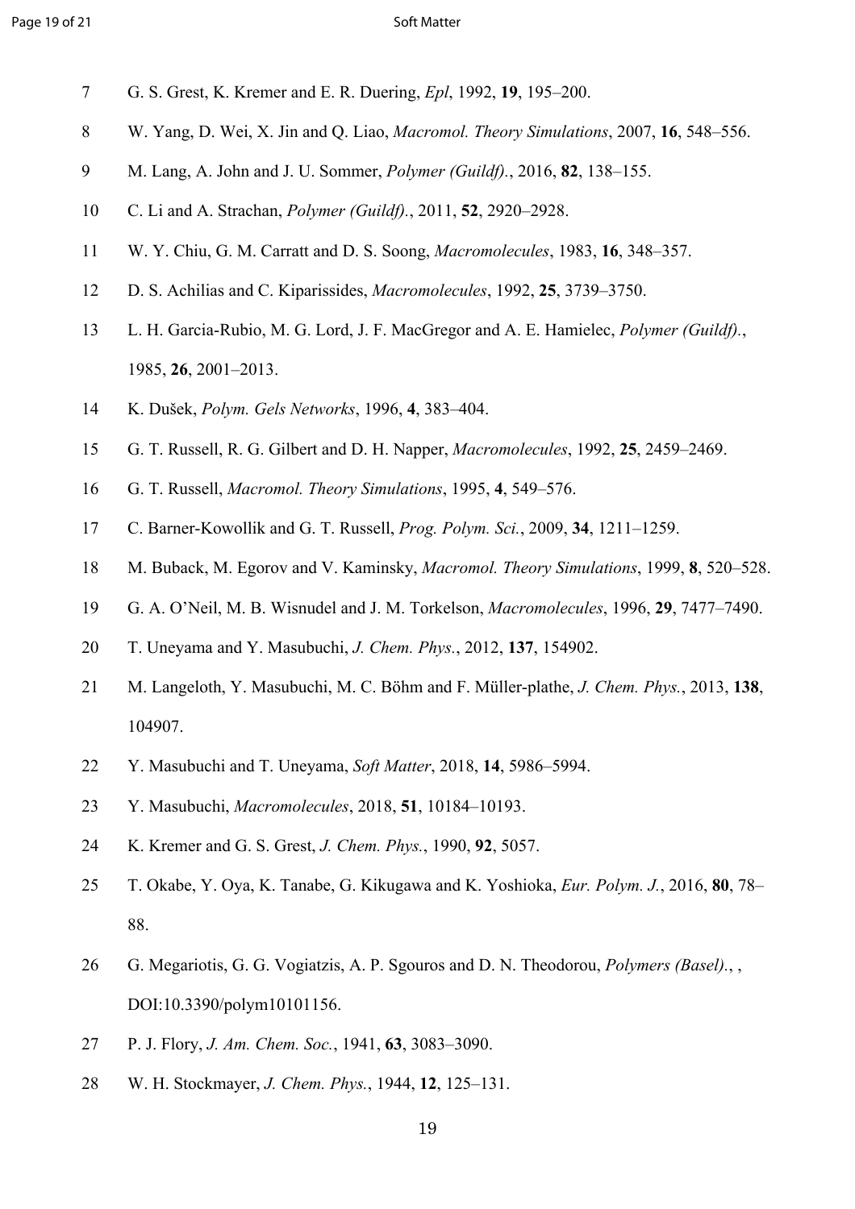7 G. S. Grest, K. Kremer and E. R. Duering, *Epl*, 1992, **19**, 195–200.

8 W. Yang, D. Wei, X. Jin and Q. Liao, *Macromol. Theory Simulations*, 2007, **16**, 548–556.

9 M. Lang, A. John and J. U. Sommer, *Polymer (Guildf).*, 2016, **82**, 138–155.

10 C. Li and A. Strachan, *Polymer (Guildf).*, 2011, **52**, 2920–2928.

11 W. Y. Chiu, G. M. Carratt and D. S. Soong, *Macromolecules*, 1983, **16**, 348–357.

12 D. S. Achilias and C. Kiparissides, *Macromolecules*, 1992, **25**, 3739–3750.

13 L. H. Garcia-Rubio, M. G. Lord, J. F. MacGregor and A. E. Hamielec, *Polymer (Guildf).*, 1985, **26**, 2001–2013.

14 K. Dušek, *Polym. Gels Networks*, 1996, **4**, 383–404.

15 G. T. Russell, R. G. Gilbert and D. H. Napper, *Macromolecules*, 1992, **25**, 2459–2469.

16 G. T. Russell, *Macromol. Theory Simulations*, 1995, **4**, 549–576.

17 C. Barner-Kowollik and G. T. Russell, *Prog. Polym. Sci.*, 2009, **34**, 1211–1259.

18 M. Buback, M. Egorov and V. Kaminsky, *Macromol. Theory Simulations*, 1999, **8**, 520–528.

19 G. A. O'Neil, M. B. Wisnudel and J. M. Torkelson, *Macromolecules*, 1996, **29**, 7477–7490.

20 T. Uneyama and Y. Masubuchi, *J. Chem. Phys.*, 2012, **137**, 154902.

21 M. Langeloth, Y. Masubuchi, M. C. Böhm and F. Müller-plathe, *J. Chem. Phys.*, 2013, **138**, 104907.

22 Y. Masubuchi and T. Uneyama, *Soft Matter*, 2018, **14**, 5986–5994.

23 Y. Masubuchi, *Macromolecules*, 2018, **51**, 10184–10193.

24 K. Kremer and G. S. Grest, *J. Chem. Phys.*, 1990, **92**, 5057.

25 T. Okabe, Y. Oya, K. Tanabe, G. Kikugawa and K. Yoshioka, *Eur. Polym. J.*, 2016, **80**, 78–88.

26 G. Megariotis, G. G. Vogiatzis, A. P. Sgouros and D. N. Theodorou, *Polymers (Basel).*, , DOI:10.3390/polym10101156.

27 P. J. Flory, *J. Am. Chem. Soc.*, 1941, **63**, 3083–3090.

28 W. H. Stockmayer, *J. Chem. Phys.*, 1944, **12**, 125–131.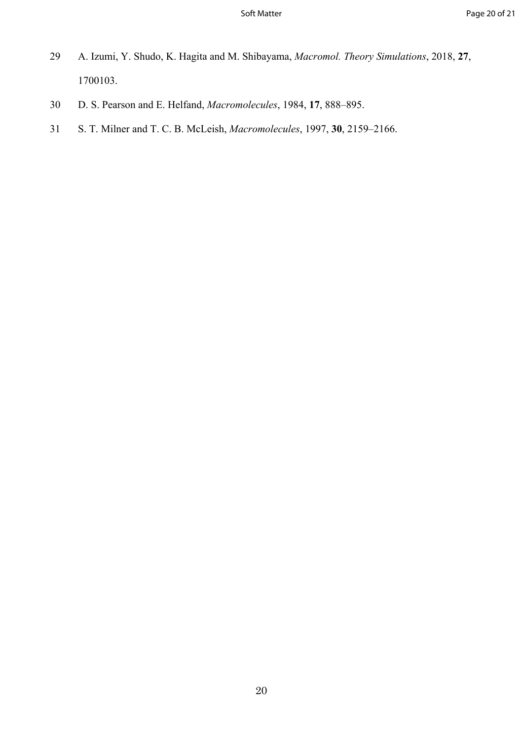29 A. Izumi, Y. Shudo, K. Hagita and M. Shibayama, *Macromol. Theory Simulations*, 2018, **27**, 1700103.

30 D. S. Pearson and E. Helfand, *Macromolecules*, 1984, **17**, 888–895.

31 S. T. Milner and T. C. B. McLeish, *Macromolecules*, 1997, **30**, 2159–2166.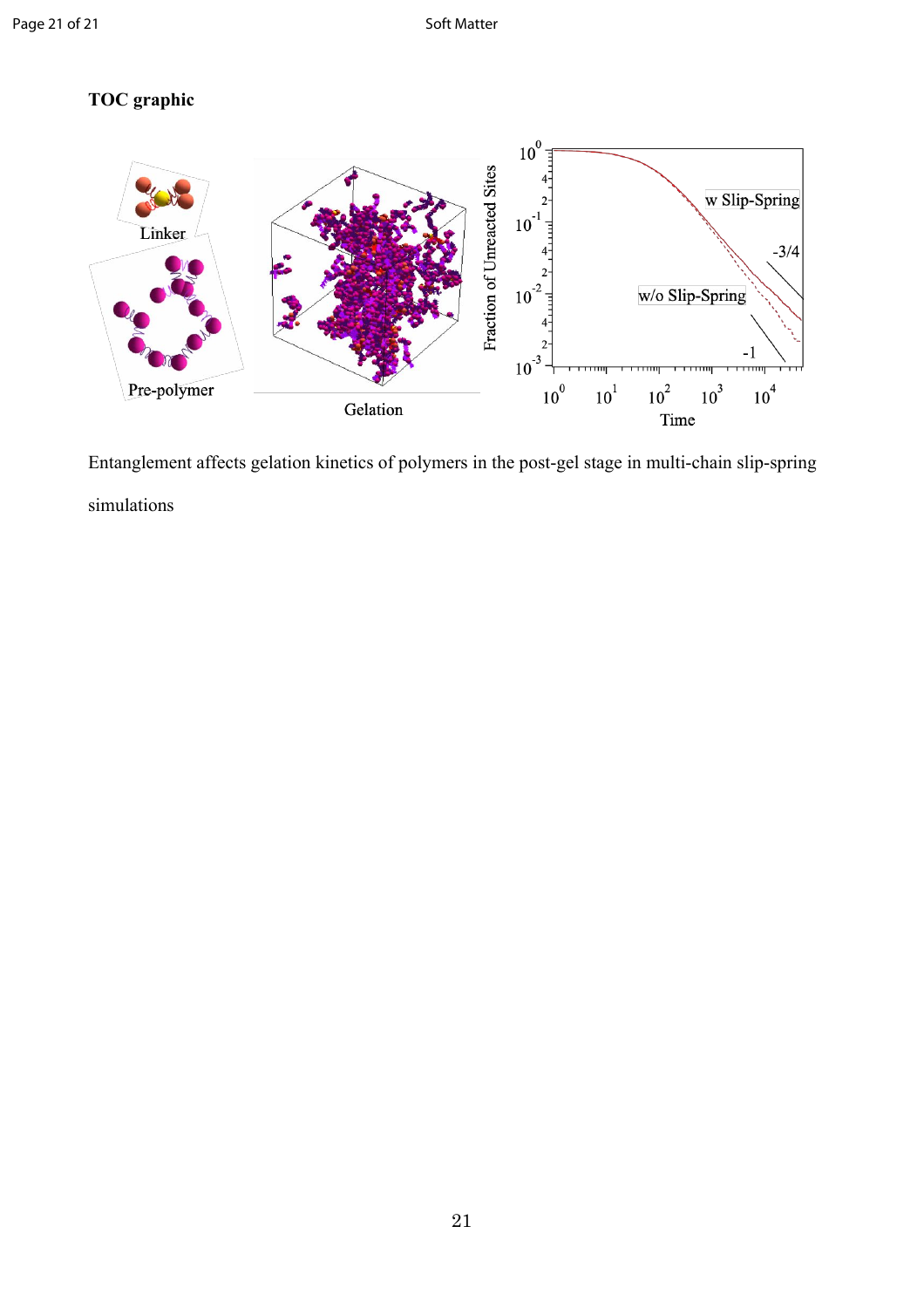**TOC graphic**

Linker

Pre-polymer

Gelation

Fraction of Unreacted Sites

Time

w Slip-Spring

w/o Slip-Spring

-3/4

-1

Entanglement affects gelation kinetics of polymers in the post-gel stage in multi-chain slip-spring simulations